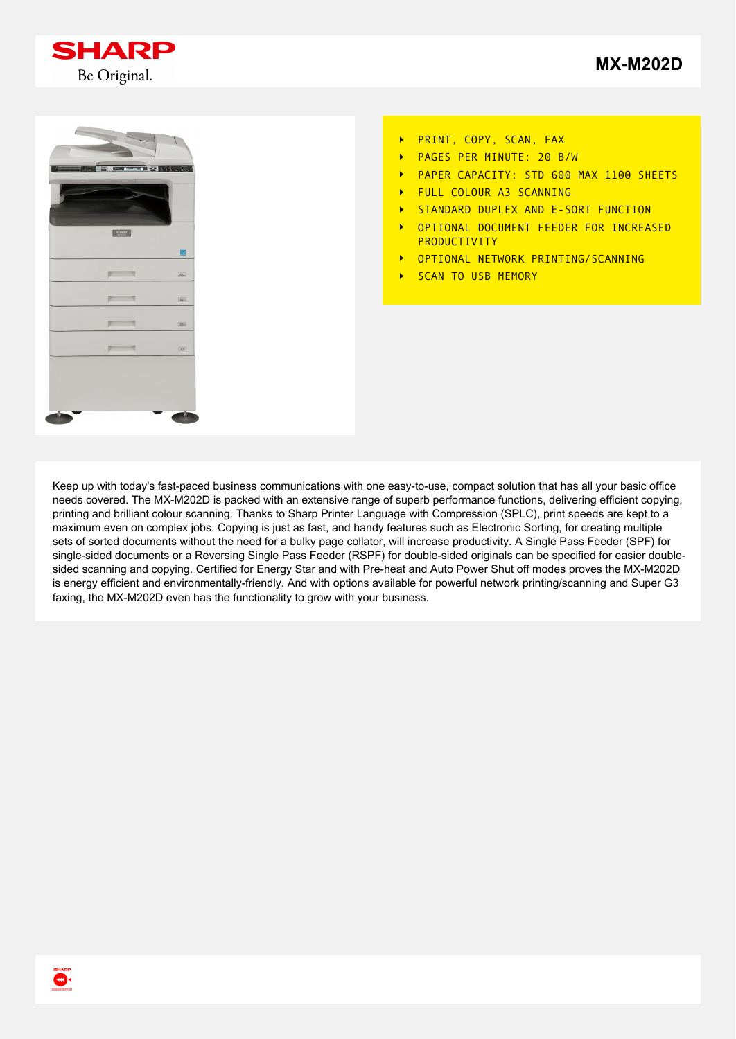# MX-M202D

- PRINT, COPY, SCAN, FAX
- PAGES PER MINUTE: 20 B/W
- PAPER CAPACITY: STD 600 MAX 1100 SHEETS
- FULL COLOUR A3 SCANNING
- STANDARD DUPLEX AND E-SORT FUNCTION
- OPTIONAL DOCUMENT FEEDER FOR INCREASED PRODUCTIVITY
- OPTIONAL NETWORK PRINTING/SCANNING
- SCAN TO USB MEMORY

Keep up with today's fast-paced business communications with one easy-to-use, compact solution that has all your basic office needs covered. The MX-M202D is packed with an extensive range of superb performance functions, delivering efficient copying, printing and brilliant colour scanning. Thanks to Sharp Printer Language with Compression (SPLC), print speeds are kept to a maximum even on complex jobs. Copying is just as fast, and handy features such as Electronic Sorting, for creating multiple sets of sorted documents without the need for a bulky page collator, will increase productivity. A Single Pass Feeder (SPF) for single-sided documents or a Reversing Single Pass Feeder (RSPF) for double-sided originals can be specified for easier double-sided scanning and copying. Certified for Energy Star and with Pre-heat and Auto Power Shut off modes proves the MX-M202D is energy efficient and environmentally-friendly. And with options available for powerful network printing/scanning and Super G3 faxing, the MX-M202D even has the functionality to grow with your business.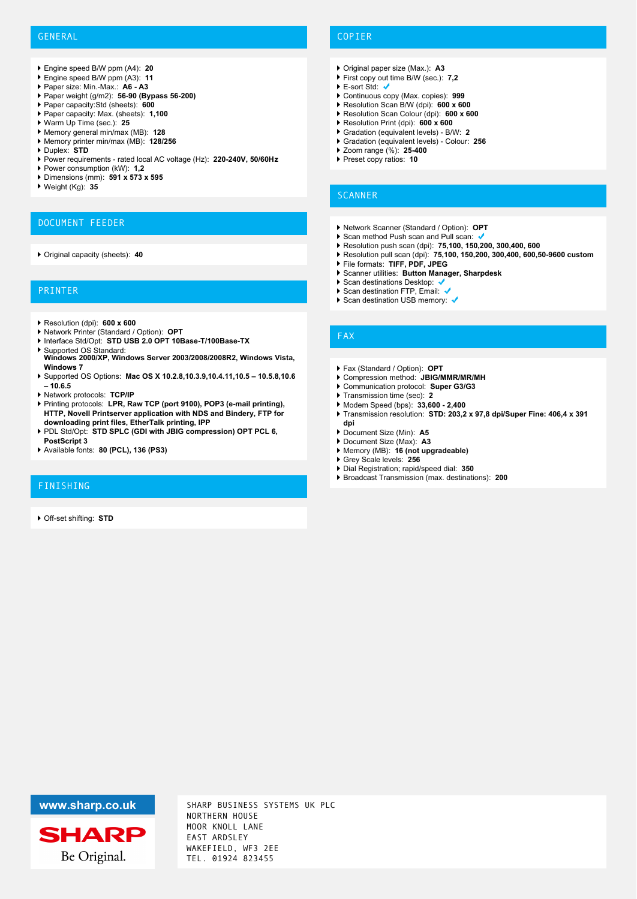## GENERAL

- Engine speed B/W ppm (A4): **20**
- Engine speed B/W ppm (A3): **11**
- Paper size: Min.-Max.: **A6 - A3**
- Paper weight (g/m2): **56-90 (Bypass 56-200)**
- Paper capacity:Std (sheets): **600**
- Paper capacity: Max. (sheets): **1,100**
- Warm Up Time (sec.): **25**
- Memory general min/max (MB): **128**
- Memory printer min/max (MB): **128/256**
- Duplex: **STD**
- Power requirements - rated local AC voltage (Hz): **220-240V, 50/60Hz**
- Power consumption (kW): **1,2**
- Dimensions (mm): **591 x 573 x 595**
- Weight (Kg): **35**

## DOCUMENT FEEDER

- Original capacity (sheets): **40**

## PRINTER

- Resolution (dpi): **600 x 600**
- Network Printer (Standard / Option): **OPT**
- Interface Std/Opt: **STD USB 2.0 OPT 10Base-T/100Base-TX**
- Supported OS Standard: **Windows 2000/XP, Windows Server 2003/2008/2008R2, Windows Vista, Windows 7**
- Supported OS Options: **Mac OS X 10.2.8,10.3.9,10.4.11,10.5 – 10.5.8,10.6 – 10.6.5**
- Network protocols: **TCP/IP**
- Printing protocols: **LPR, Raw TCP (port 9100), POP3 (e-mail printing), HTTP, Novell Printserver application with NDS and Bindery, FTP for downloading print files, EtherTalk printing, IPP**
- PDL Std/Opt: **STD SPLC (GDI with JBIG compression) OPT PCL 6, PostScript 3**
- Available fonts: **80 (PCL), 136 (PS3)**

## FINISHING

- Off-set shifting: **STD**

## COPIER

- Original paper size (Max.): **A3**
- First copy out time B/W (sec.): **7,2**
- E-sort Std: ✓
- Continuous copy (Max. copies): **999**
- Resolution Scan B/W (dpi): **600 x 600**
- Resolution Scan Colour (dpi): **600 x 600**
- Resolution Print (dpi): **600 x 600**
- Gradation (equivalent levels) - B/W: **2**
- Gradation (equivalent levels) - Colour: **256**
- Zoom range (%): **25-400**
- Preset copy ratios: **10**

## SCANNER

- Network Scanner (Standard / Option): **OPT**
- Scan method Push scan and Pull scan: ✓
- Resolution push scan (dpi): **75,100, 150,200, 300,400, 600**
- Resolution pull scan (dpi): **75,100, 150,200, 300,400, 600,50-9600 custom**
- File formats: **TIFF, PDF, JPEG**
- Scanner utilities: **Button Manager, Sharpdesk**
- Scan destinations Desktop: ✓
- Scan destination FTP, Email: ✓
- Scan destination USB memory: ✓

## FAX

- Fax (Standard / Option): **OPT**
- Compression method: **JBIG/MMR/MR/MH**
- Communication protocol: **Super G3/G3**
- Transmission time (sec): **2**
- Modem Speed (bps): **33,600 - 2,400**
- Transmission resolution: **STD: 203,2 x 97,8 dpi/Super Fine: 406,4 x 391 dpi**
- Document Size (Min): **A5**
- Document Size (Max): **A3**
- Memory (MB): **16 (not upgradeable)**
- Grey Scale levels: **256**
- Dial Registration; rapid/speed dial: **350**
- Broadcast Transmission (max. destinations): **200**

**www.sharp.co.uk**

SHARP
Be Original.

SHARP BUSINESS SYSTEMS UK PLC
NORTHERN HOUSE
MOOR KNOLL LANE
EAST ARDSLEY
WAKEFIELD, WF3 2EE
TEL. 01924 823455